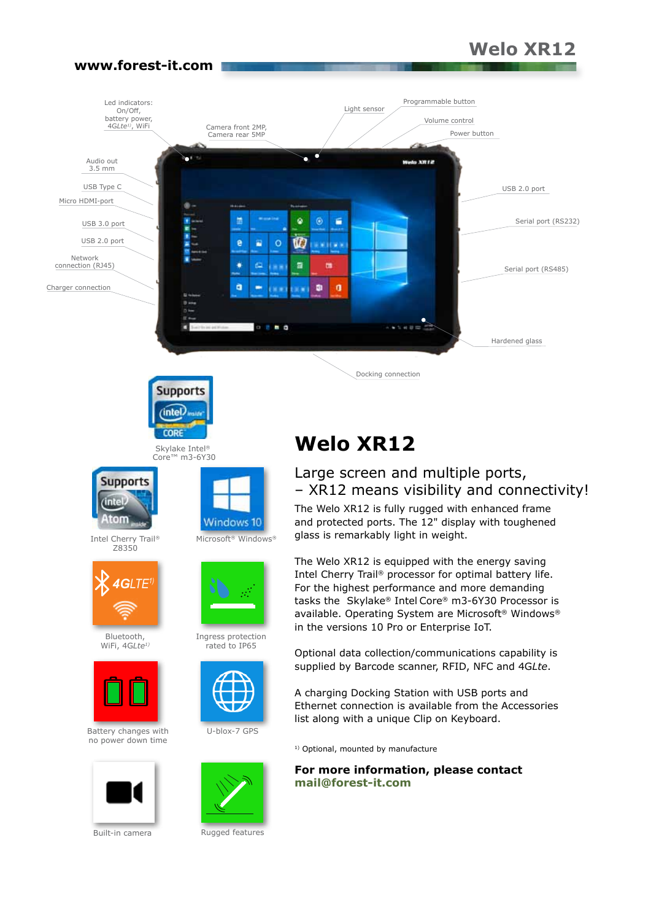www.forest-it.com

# Welo XR12

Led indicators: On/Off, battery power, 4GLte[1], WiFi

Camera front 2MP, Camera rear 5MP

Light sensor

Programmable button

Volume control

Power button

Audio out 3.5 mm

USB Type C

Micro HDMI-port

USB 3.0 port

USB 2.0 port

Network connection (RJ45)

Charger connection

USB 2.0 port

Serial port (RS232)

Serial port (RS485)

Hardened glass

Docking connection

Skylake Intel® Core™ m3-6Y30

Intel Cherry Trail® Z8350

Microsoft® Windows®

Bluetooth, WiFi, 4GLte[1]

Ingress protection rated to IP65

Battery changes with no power down time

U-blox-7 GPS

Built-in camera

Rugged features

## Welo XR12

### Large screen and multiple ports, – XR12 means visibility and connectivity!

The Welo XR12 is fully rugged with enhanced frame and protected ports. The 12" display with toughened glass is remarkably light in weight.

The Welo XR12 is equipped with the energy saving Intel Cherry Trail® processor for optimal battery life. For the highest performance and more demanding tasks the Skylake® Intel Core® m3-6Y30 Processor is available. Operating System are Microsoft® Windows® in the versions 10 Pro or Enterprise IoT.

Optional data collection/communications capability is supplied by Barcode scanner, RFID, NFC and 4G*Lte*.

A charging Docking Station with USB ports and Ethernet connection is available from the Accessories list along with a unique Clip on Keyboard.

[1] Optional, mounted by manufacture

**For more information, please contact**
**mail@forest-it.com**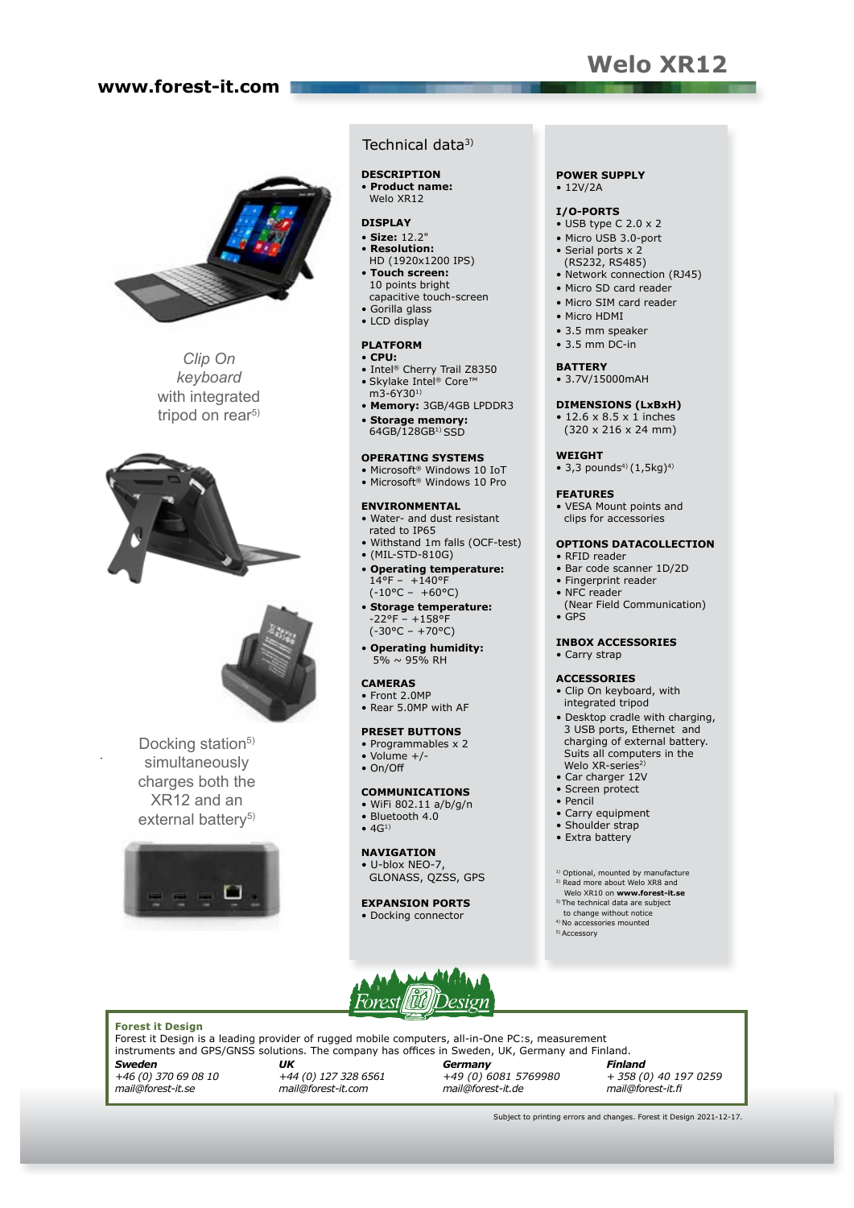# Welo XR12

www.forest-it.com

*Clip On keyboard* with integrated tripod on rear[5]

Docking station[5] simultaneously charges both the XR12 and an external battery[5]

## Technical data[3]

**DESCRIPTION**
- **Product name:** Welo XR12

**DISPLAY**
- **Size:** 12.2"
- **Resolution:** HD (1920x1200 IPS)
- **Touch screen:** 10 points bright capacitive touch-screen
- Gorilla glass
- LCD display

**PLATFORM**
- **CPU:**
- Intel® Cherry Trail Z8350
- Skylake Intel® Core™ m3-6Y30[1]
- **Memory:** 3GB/4GB LPDDR3
- **Storage memory:** 64GB/128GB[1] SSD

**OPERATING SYSTEMS**
- Microsoft® Windows 10 IoT
- Microsoft® Windows 10 Pro

**ENVIRONMENTAL**
- Water- and dust resistant rated to IP65
- Withstand 1m falls (OCF-test)
- (MIL-STD-810G)
- **Operating temperature:** 14°F – +140°F (-10°C – +60°C)
- **Storage temperature:** -22°F – +158°F (-30°C – +70°C)
- **Operating humidity:** 5% ~ 95% RH

**CAMERAS**
- Front 2.0MP
- Rear 5.0MP with AF

**PRESET BUTTONS**
- Programmables x 2
- Volume +/-
- On/Off

**COMMUNICATIONS**
- WiFi 802.11 a/b/g/n
- Bluetooth 4.0
- 4G[1]

**NAVIGATION**
- U-blox NEO-7, GLONASS, QZSS, GPS

**EXPANSION PORTS**
- Docking connector

**POWER SUPPLY**
- 12V/2A

**I/O-PORTS**
- USB type C 2.0 x 2
- Micro USB 3.0-port
- Serial ports x 2 (RS232, RS485)
- Network connection (RJ45)
- Micro SD card reader
- Micro SIM card reader
- Micro HDMI
- 3.5 mm speaker
- 3.5 mm DC-in

**BATTERY**
- 3.7V/15000mAH

**DIMENSIONS (LxBxH)**
- 12.6 x 8.5 x 1 inches (320 x 216 x 24 mm)

**WEIGHT**
- 3,3 pounds[4] (1,5kg)[4]

**FEATURES**
- VESA Mount points and clips for accessories

**OPTIONS DATACOLLECTION**
- RFID reader
- Bar code scanner 1D/2D
- Fingerprint reader
- NFC reader (Near Field Communication)
- GPS

**INBOX ACCESSORIES**
- Carry strap

**ACCESSORIES**
- Clip On keyboard, with integrated tripod
- Desktop cradle with charging, 3 USB ports, Ethernet and charging of external battery. Suits all computers in the Welo XR-series[2]
- Car charger 12V
- Screen protect
- Pencil
- Carry equipment
- Shoulder strap
- Extra battery

[1] Optional, mounted by manufacture
[2] Read more about Welo XR8 and Welo XR10 on **www.forest-it.se**
[3] The technical data are subject to change without notice
[4] No accessories mounted
[5] Accessory

**Forest it Design**
Forest it Design is a leading provider of rugged mobile computers, all-in-One PC:s, measurement instruments and GPS/GNSS solutions. The company has offices in Sweden, UK, Germany and Finland.

| Sweden | UK | Germany | Finland |
|---|---|---|---|
| +46 (0) 370 69 08 10 | +44 (0) 127 328 6561 | +49 (0) 6081 5769980 | + 358 (0) 40 197 0259 |
| mail@forest-it.se | mail@forest-it.com | mail@forest-it.de | mail@forest-it.fi |

Subject to printing errors and changes. Forest it Design 2021-12-17.